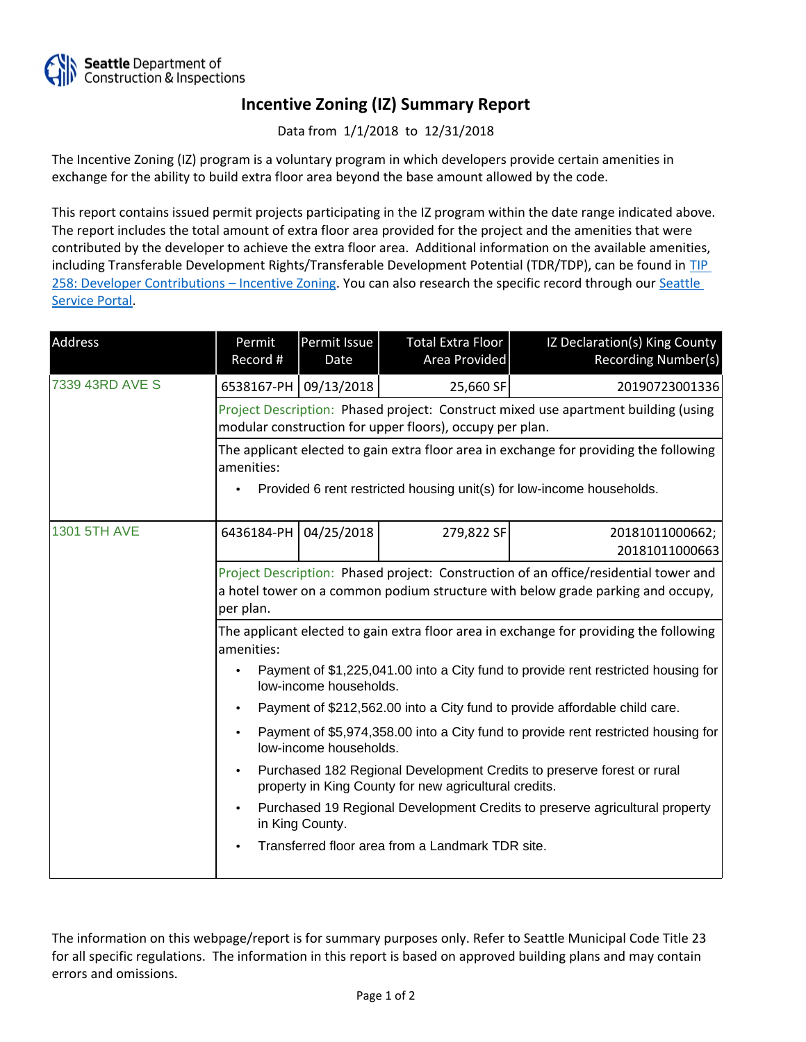Seattle Department of Construction & Inspections

# Incentive Zoning (IZ) Summary Report

Data from 1/1/2018 to 12/31/2018

The Incentive Zoning (IZ) program is a voluntary program in which developers provide certain amenities in exchange for the ability to build extra floor area beyond the base amount allowed by the code.

This report contains issued permit projects participating in the IZ program within the date range indicated above. The report includes the total amount of extra floor area provided for the project and the amenities that were contributed by the developer to achieve the extra floor area. Additional information on the available amenities, including Transferable Development Rights/Transferable Development Potential (TDR/TDP), can be found in TIP 258: Developer Contributions – Incentive Zoning. You can also research the specific record through our Seattle Service Portal.

| Address | Permit Record # | Permit Issue Date | Total Extra Floor Area Provided | IZ Declaration(s) King County Recording Number(s) |
|---|---|---|---|---|
| 7339 43RD AVE S | 6538167-PH | 09/13/2018 | 25,660 SF | 20190723001336 |
| | Project Description: Phased project: Construct mixed use apartment building (using modular construction for upper floors), occupy per plan. | | | |
| | The applicant elected to gain extra floor area in exchange for providing the following amenities:<br>• Provided 6 rent restricted housing unit(s) for low-income households. | | | |
| 1301 5TH AVE | 6436184-PH | 04/25/2018 | 279,822 SF | 20181011000662; 20181011000663 |
| | Project Description: Phased project: Construction of an office/residential tower and a hotel tower on a common podium structure with below grade parking and occupy, per plan. | | | |
| | The applicant elected to gain extra floor area in exchange for providing the following amenities:<br>• Payment of $1,225,041.00 into a City fund to provide rent restricted housing for low-income households.<br>• Payment of $212,562.00 into a City fund to provide affordable child care.<br>• Payment of $5,974,358.00 into a City fund to provide rent restricted housing for low-income households.<br>• Purchased 182 Regional Development Credits to preserve forest or rural property in King County for new agricultural credits.<br>• Purchased 19 Regional Development Credits to preserve agricultural property in King County.<br>• Transferred floor area from a Landmark TDR site. | | | |

The information on this webpage/report is for summary purposes only. Refer to Seattle Municipal Code Title 23 for all specific regulations. The information in this report is based on approved building plans and may contain errors and omissions.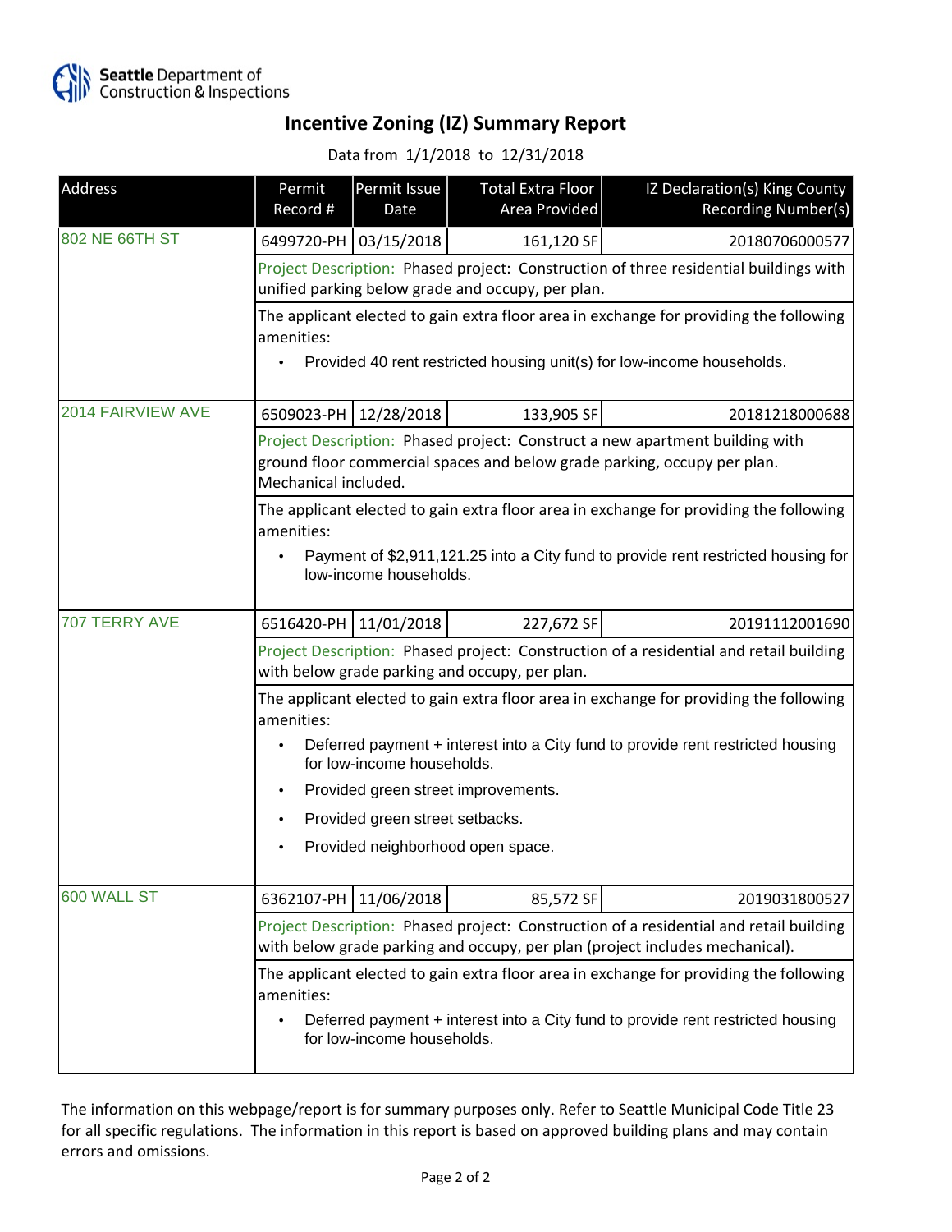# Incentive Zoning (IZ) Summary Report

Data from 1/1/2018 to 12/31/2018

| Address | Permit Record # | Permit Issue Date | Total Extra Floor Area Provided | IZ Declaration(s) King County Recording Number(s) |
|---|---|---|---|---|
| 802 NE 66TH ST | 6499720-PH | 03/15/2018 | 161,120 SF | 20180706000577 |
| | Project Description: Phased project: Construction of three residential buildings with unified parking below grade and occupy, per plan. | | | |
| | The applicant elected to gain extra floor area in exchange for providing the following amenities: • Provided 40 rent restricted housing unit(s) for low-income households. | | | |
| 2014 FAIRVIEW AVE | 6509023-PH | 12/28/2018 | 133,905 SF | 20181218000688 |
| | Project Description: Phased project: Construct a new apartment building with ground floor commercial spaces and below grade parking, occupy per plan. Mechanical included. | | | |
| | The applicant elected to gain extra floor area in exchange for providing the following amenities: • Payment of $2,911,121.25 into a City fund to provide rent restricted housing for low-income households. | | | |
| 707 TERRY AVE | 6516420-PH | 11/01/2018 | 227,672 SF | 20191112001690 |
| | Project Description: Phased project: Construction of a residential and retail building with below grade parking and occupy, per plan. | | | |
| | The applicant elected to gain extra floor area in exchange for providing the following amenities: • Deferred payment + interest into a City fund to provide rent restricted housing for low-income households. • Provided green street improvements. • Provided green street setbacks. • Provided neighborhood open space. | | | |
| 600 WALL ST | 6362107-PH | 11/06/2018 | 85,572 SF | 2019031800527 |
| | Project Description: Phased project: Construction of a residential and retail building with below grade parking and occupy, per plan (project includes mechanical). | | | |
| | The applicant elected to gain extra floor area in exchange for providing the following amenities: • Deferred payment + interest into a City fund to provide rent restricted housing for low-income households. | | | |

The information on this webpage/report is for summary purposes only. Refer to Seattle Municipal Code Title 23 for all specific regulations. The information in this report is based on approved building plans and may contain errors and omissions.